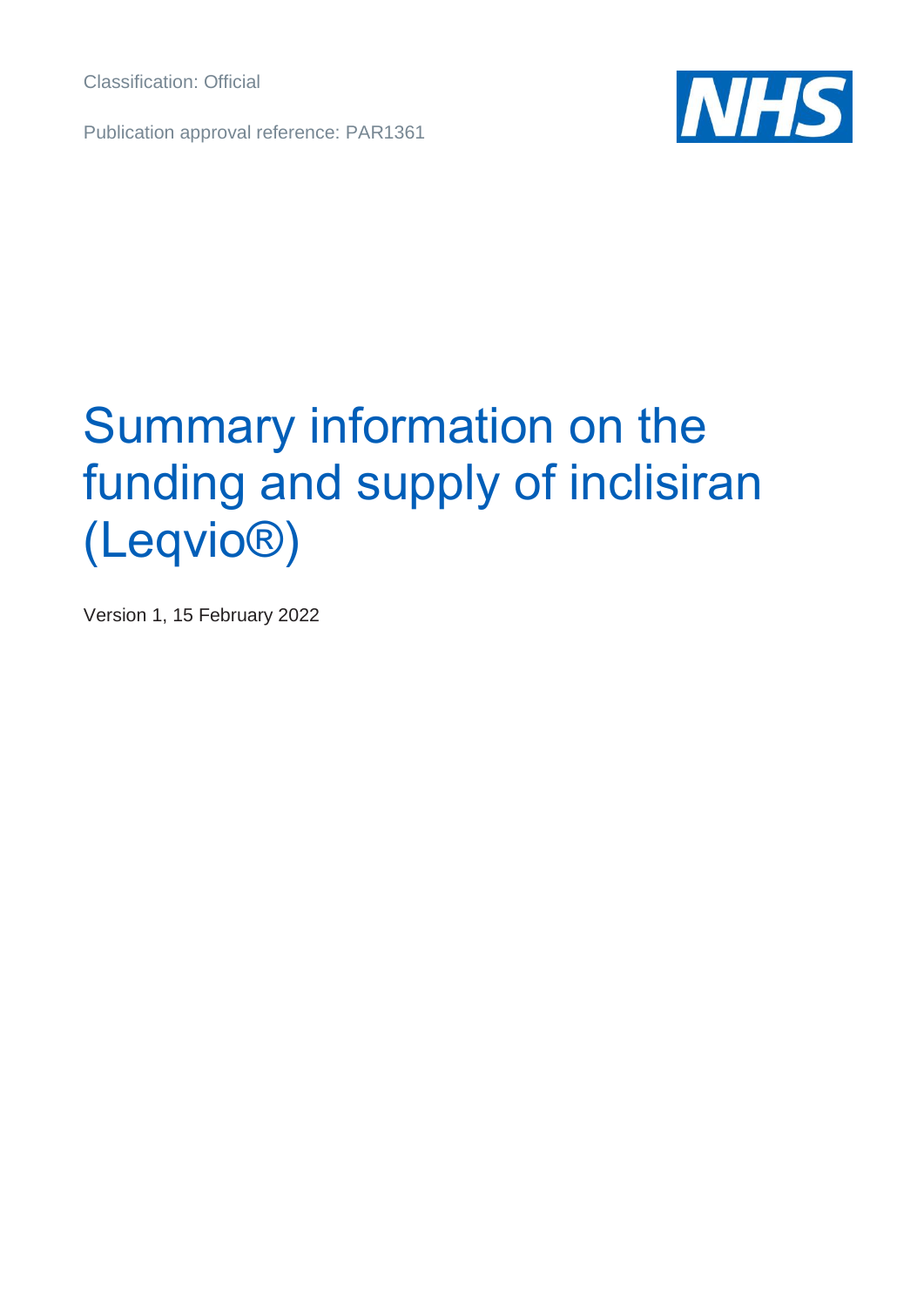Classification: Official

Publication approval reference: PAR1361

# Summary information on the funding and supply of inclisiran (Leqvio®)

Version 1, 15 February 2022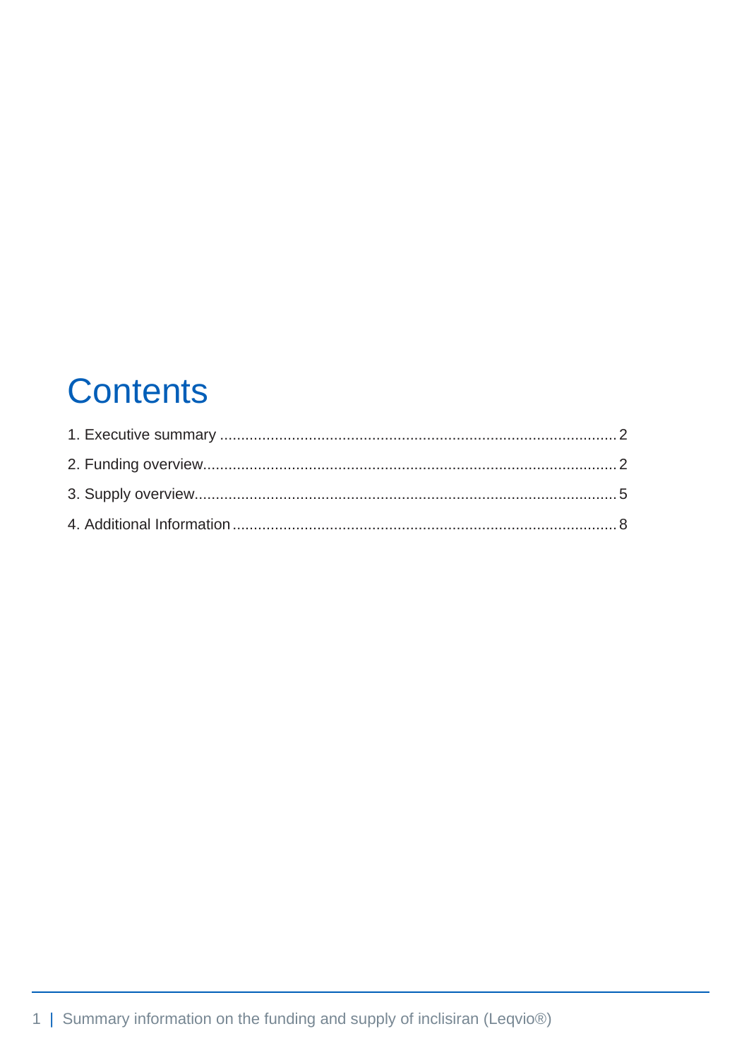# Contents

1. Executive summary ............................................................................................ 2
2. Funding overview................................................................................................ 2
3. Supply overview.................................................................................................. 5
4. Additional Information ........................................................................................ 8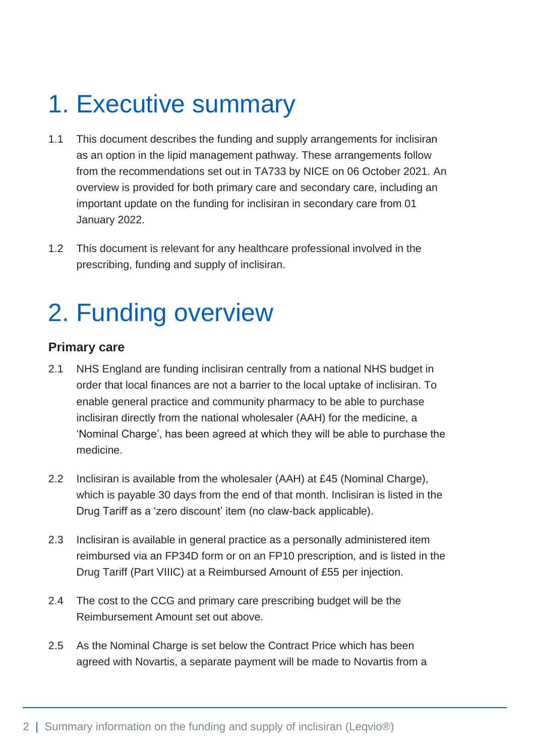# 1. Executive summary

1.1 This document describes the funding and supply arrangements for inclisiran as an option in the lipid management pathway. These arrangements follow from the recommendations set out in TA733 by NICE on 06 October 2021. An overview is provided for both primary care and secondary care, including an important update on the funding for inclisiran in secondary care from 01 January 2022.

1.2 This document is relevant for any healthcare professional involved in the prescribing, funding and supply of inclisiran.

# 2. Funding overview

### Primary care

2.1 NHS England are funding inclisiran centrally from a national NHS budget in order that local finances are not a barrier to the local uptake of inclisiran. To enable general practice and community pharmacy to be able to purchase inclisiran directly from the national wholesaler (AAH) for the medicine, a 'Nominal Charge', has been agreed at which they will be able to purchase the medicine.

2.2 Inclisiran is available from the wholesaler (AAH) at £45 (Nominal Charge), which is payable 30 days from the end of that month. Inclisiran is listed in the Drug Tariff as a 'zero discount' item (no claw-back applicable).

2.3 Inclisiran is available in general practice as a personally administered item reimbursed via an FP34D form or on an FP10 prescription, and is listed in the Drug Tariff (Part VIIIC) at a Reimbursed Amount of £55 per injection.

2.4 The cost to the CCG and primary care prescribing budget will be the Reimbursement Amount set out above.

2.5 As the Nominal Charge is set below the Contract Price which has been agreed with Novartis, a separate payment will be made to Novartis from a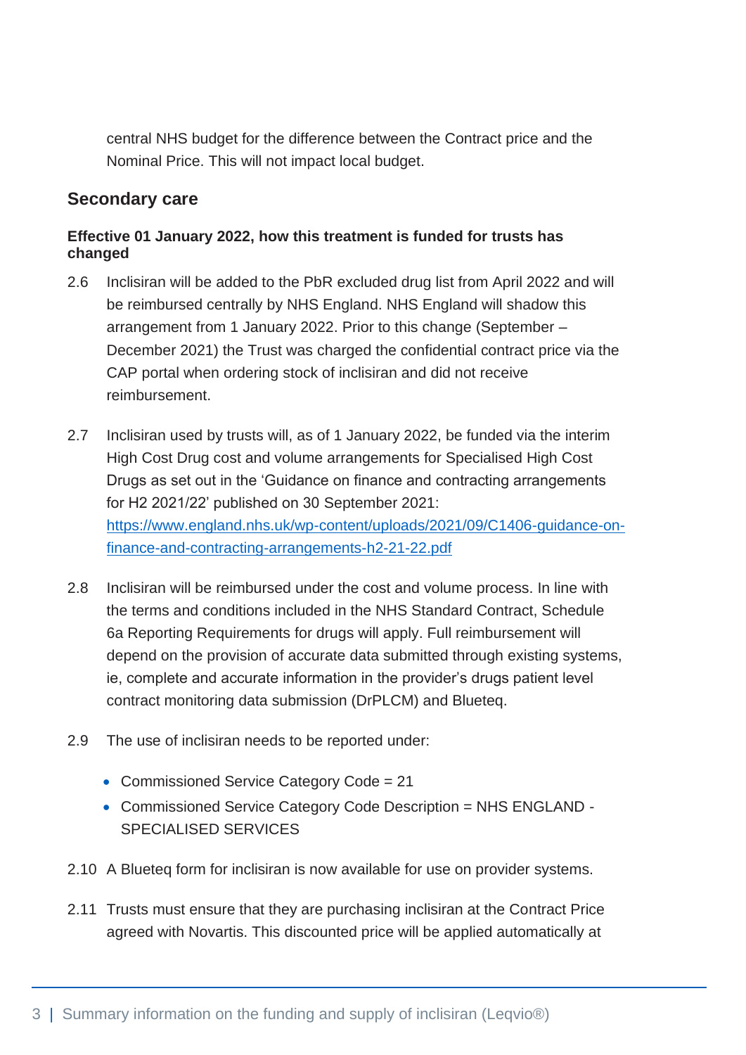central NHS budget for the difference between the Contract price and the Nominal Price. This will not impact local budget.

## Secondary care

**Effective 01 January 2022, how this treatment is funded for trusts has changed**

2.6 Inclisiran will be added to the PbR excluded drug list from April 2022 and will be reimbursed centrally by NHS England. NHS England will shadow this arrangement from 1 January 2022. Prior to this change (September – December 2021) the Trust was charged the confidential contract price via the CAP portal when ordering stock of inclisiran and did not receive reimbursement.

2.7 Inclisiran used by trusts will, as of 1 January 2022, be funded via the interim High Cost Drug cost and volume arrangements for Specialised High Cost Drugs as set out in the 'Guidance on finance and contracting arrangements for H2 2021/22' published on 30 September 2021: [https://www.england.nhs.uk/wp-content/uploads/2021/09/C1406-guidance-on-finance-and-contracting-arrangements-h2-21-22.pdf](https://www.england.nhs.uk/wp-content/uploads/2021/09/C1406-guidance-on-finance-and-contracting-arrangements-h2-21-22.pdf)

2.8 Inclisiran will be reimbursed under the cost and volume process. In line with the terms and conditions included in the NHS Standard Contract, Schedule 6a Reporting Requirements for drugs will apply. Full reimbursement will depend on the provision of accurate data submitted through existing systems, ie, complete and accurate information in the provider's drugs patient level contract monitoring data submission (DrPLCM) and Blueteq.

2.9 The use of inclisiran needs to be reported under:

- Commissioned Service Category Code = 21
- Commissioned Service Category Code Description = NHS ENGLAND - SPECIALISED SERVICES

2.10 A Blueteq form for inclisiran is now available for use on provider systems.

2.11 Trusts must ensure that they are purchasing inclisiran at the Contract Price agreed with Novartis. This discounted price will be applied automatically at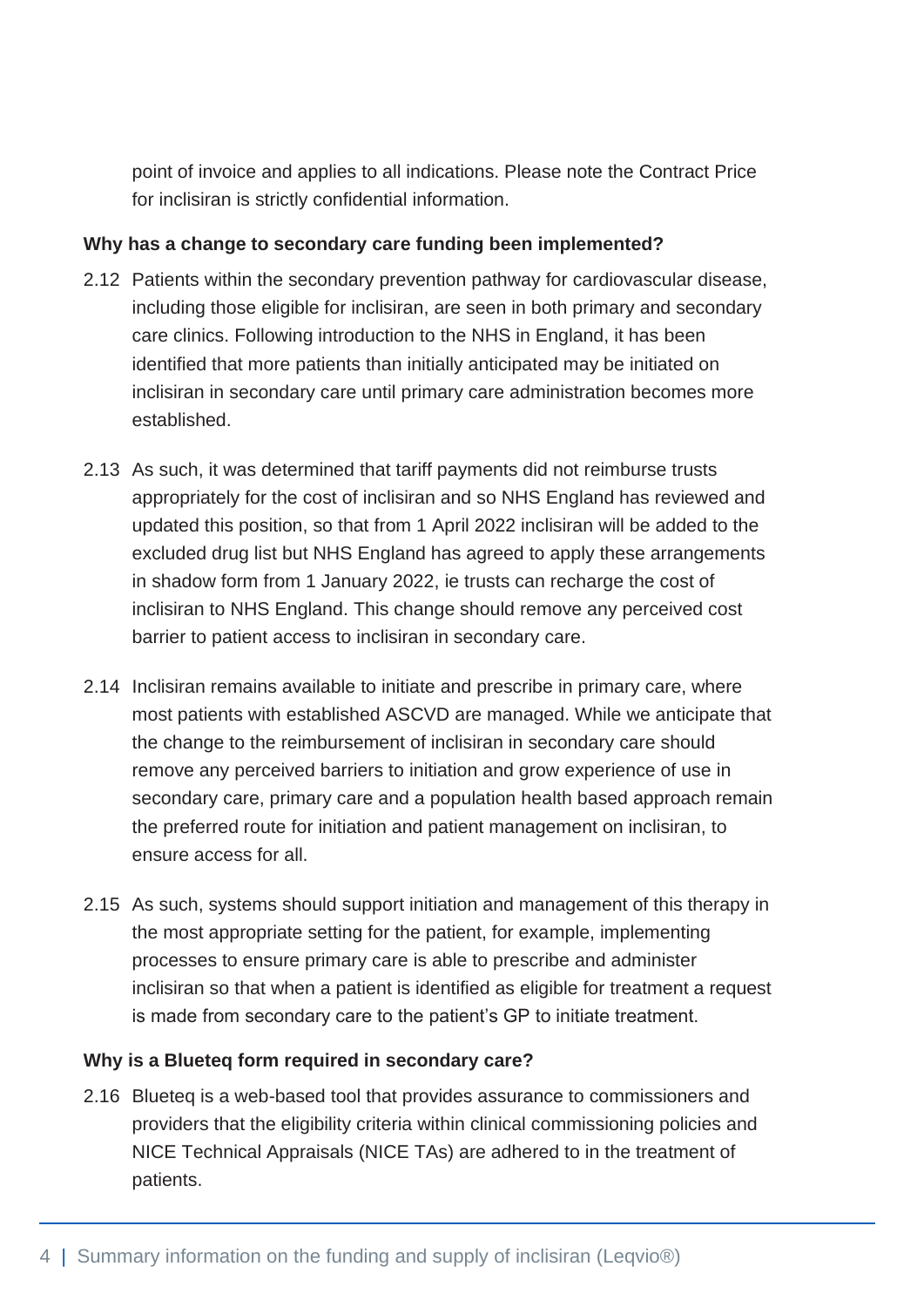point of invoice and applies to all indications. Please note the Contract Price for inclisiran is strictly confidential information.

**Why has a change to secondary care funding been implemented?**

2.12 Patients within the secondary prevention pathway for cardiovascular disease, including those eligible for inclisiran, are seen in both primary and secondary care clinics. Following introduction to the NHS in England, it has been identified that more patients than initially anticipated may be initiated on inclisiran in secondary care until primary care administration becomes more established.

2.13 As such, it was determined that tariff payments did not reimburse trusts appropriately for the cost of inclisiran and so NHS England has reviewed and updated this position, so that from 1 April 2022 inclisiran will be added to the excluded drug list but NHS England has agreed to apply these arrangements in shadow form from 1 January 2022, ie trusts can recharge the cost of inclisiran to NHS England. This change should remove any perceived cost barrier to patient access to inclisiran in secondary care.

2.14 Inclisiran remains available to initiate and prescribe in primary care, where most patients with established ASCVD are managed. While we anticipate that the change to the reimbursement of inclisiran in secondary care should remove any perceived barriers to initiation and grow experience of use in secondary care, primary care and a population health based approach remain the preferred route for initiation and patient management on inclisiran, to ensure access for all.

2.15 As such, systems should support initiation and management of this therapy in the most appropriate setting for the patient, for example, implementing processes to ensure primary care is able to prescribe and administer inclisiran so that when a patient is identified as eligible for treatment a request is made from secondary care to the patient's GP to initiate treatment.

**Why is a Blueteq form required in secondary care?**

2.16 Blueteq is a web-based tool that provides assurance to commissioners and providers that the eligibility criteria within clinical commissioning policies and NICE Technical Appraisals (NICE TAs) are adhered to in the treatment of patients.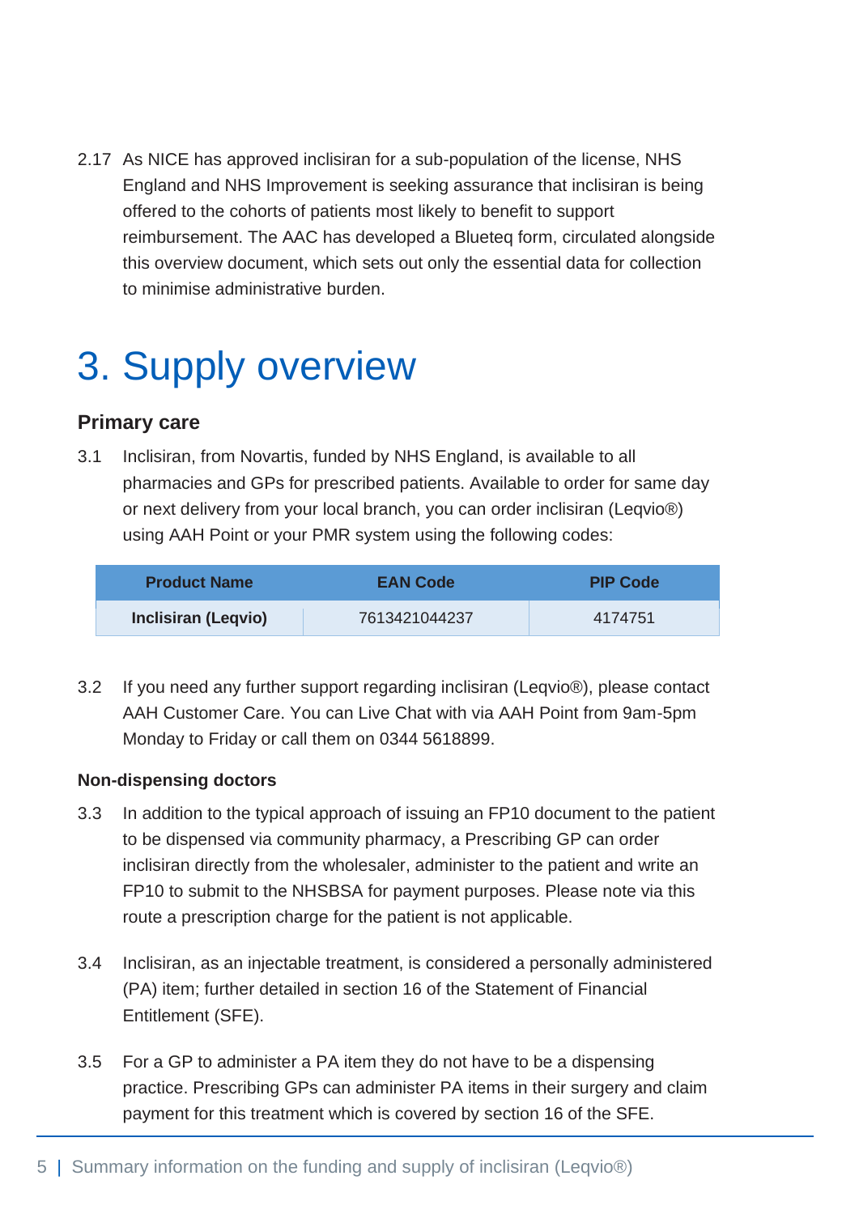2.17 As NICE has approved inclisiran for a sub-population of the license, NHS England and NHS Improvement is seeking assurance that inclisiran is being offered to the cohorts of patients most likely to benefit to support reimbursement. The AAC has developed a Blueteq form, circulated alongside this overview document, which sets out only the essential data for collection to minimise administrative burden.

# 3. Supply overview

### Primary care

3.1 Inclisiran, from Novartis, funded by NHS England, is available to all pharmacies and GPs for prescribed patients. Available to order for same day or next delivery from your local branch, you can order inclisiran (Leqvio®) using AAH Point or your PMR system using the following codes:

| Product Name | EAN Code | PIP Code |
| --- | --- | --- |
| **Inclisiran (Leqvio)** | 7613421044237 | 4174751 |

3.2 If you need any further support regarding inclisiran (Leqvio®), please contact AAH Customer Care. You can Live Chat with via AAH Point from 9am-5pm Monday to Friday or call them on 0344 5618899.

#### Non-dispensing doctors

3.3 In addition to the typical approach of issuing an FP10 document to the patient to be dispensed via community pharmacy, a Prescribing GP can order inclisiran directly from the wholesaler, administer to the patient and write an FP10 to submit to the NHSBSA for payment purposes. Please note via this route a prescription charge for the patient is not applicable.

3.4 Inclisiran, as an injectable treatment, is considered a personally administered (PA) item; further detailed in section 16 of the Statement of Financial Entitlement (SFE).

3.5 For a GP to administer a PA item they do not have to be a dispensing practice. Prescribing GPs can administer PA items in their surgery and claim payment for this treatment which is covered by section 16 of the SFE.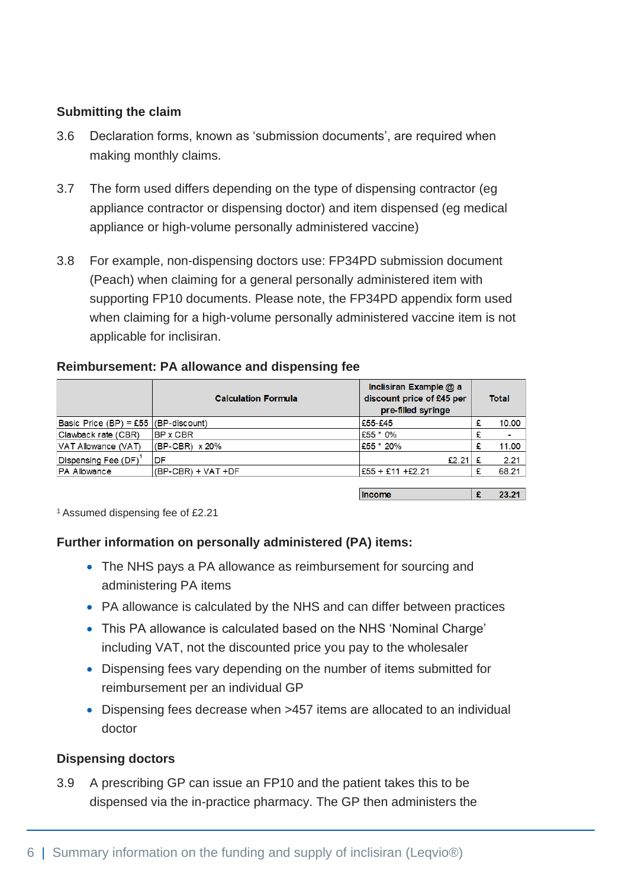### Submitting the claim

3.6 Declaration forms, known as 'submission documents', are required when making monthly claims.

3.7 The form used differs depending on the type of dispensing contractor (eg appliance contractor or dispensing doctor) and item dispensed (eg medical appliance or high-volume personally administered vaccine)

3.8 For example, non-dispensing doctors use: FP34PD submission document (Peach) when claiming for a general personally administered item with supporting FP10 documents. Please note, the FP34PD appendix form used when claiming for a high-volume personally administered vaccine item is not applicable for inclisiran.

### Reimbursement: PA allowance and dispensing fee

| | Calculation Formula | Inclisiran Example @ a discount price of £45 per pre-filled syringe | Total |
|---|---|---|---|
| Basic Price (BP) = £55 | (BP-discount) | £55-£45 | £ 10.00 |
| Clawback rate (CBR) | BP x CBR | £55 * 0% | £ - |
| VAT Allowance (VAT) | (BP-CBR) x 20% | £55 * 20% | £ 11.00 |
| Dispensing Fee (DF)[1] | DF | £2.21 | £ 2.21 |
| PA Allowance | (BP-CBR) + VAT +DF | £55 + £11 +£2.21 | £ 68.21 |
| | | Income | £ 23.21 |

[1] Assumed dispensing fee of £2.21

### Further information on personally administered (PA) items:

- The NHS pays a PA allowance as reimbursement for sourcing and administering PA items
- PA allowance is calculated by the NHS and can differ between practices
- This PA allowance is calculated based on the NHS 'Nominal Charge' including VAT, not the discounted price you pay to the wholesaler
- Dispensing fees vary depending on the number of items submitted for reimbursement per an individual GP
- Dispensing fees decrease when >457 items are allocated to an individual doctor

### Dispensing doctors

3.9 A prescribing GP can issue an FP10 and the patient takes this to be dispensed via the in-practice pharmacy. The GP then administers the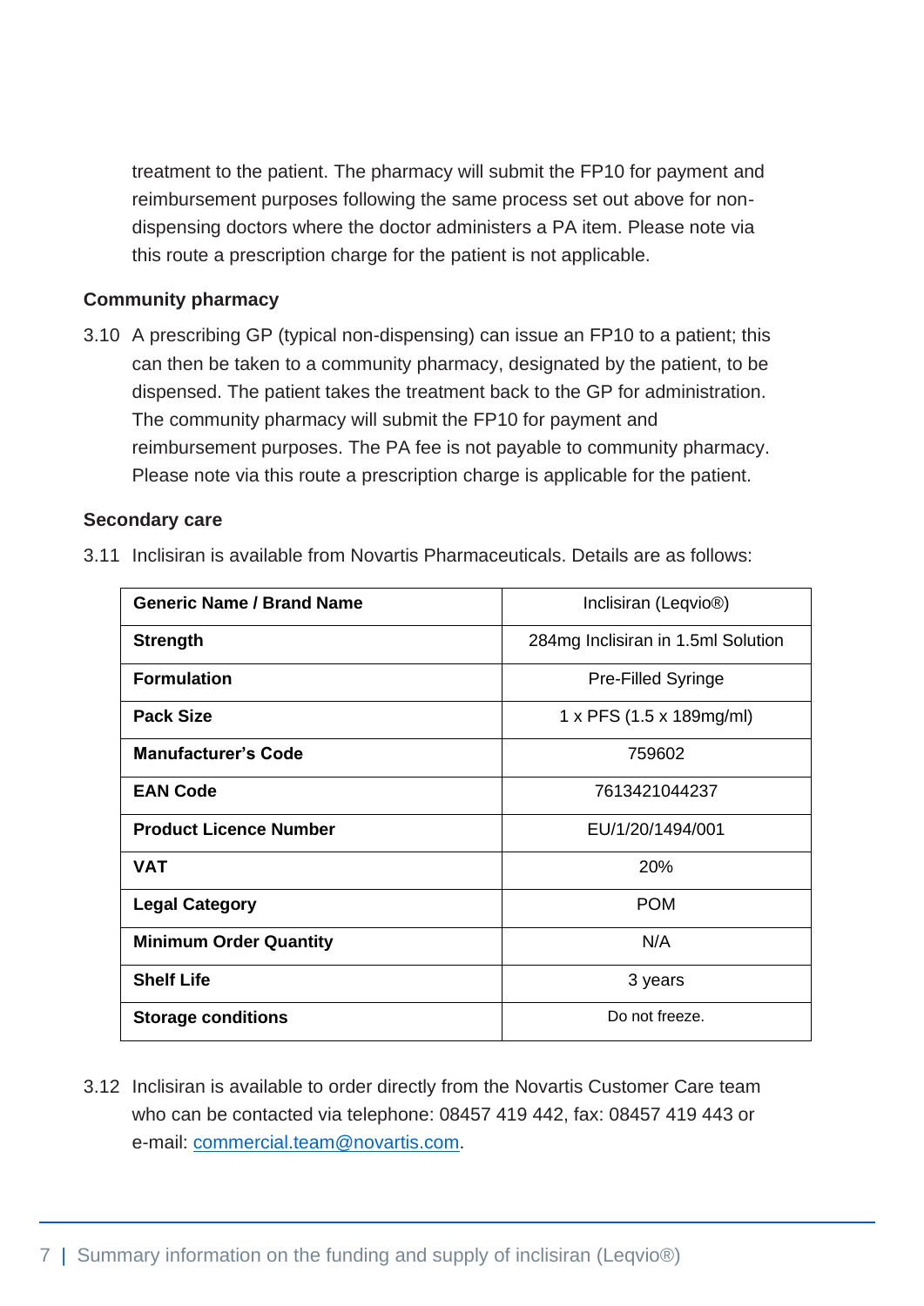treatment to the patient. The pharmacy will submit the FP10 for payment and reimbursement purposes following the same process set out above for non-dispensing doctors where the doctor administers a PA item. Please note via this route a prescription charge for the patient is not applicable.

### Community pharmacy

3.10 A prescribing GP (typical non-dispensing) can issue an FP10 to a patient; this can then be taken to a community pharmacy, designated by the patient, to be dispensed. The patient takes the treatment back to the GP for administration. The community pharmacy will submit the FP10 for payment and reimbursement purposes. The PA fee is not payable to community pharmacy. Please note via this route a prescription charge is applicable for the patient.

### Secondary care

3.11 Inclisiran is available from Novartis Pharmaceuticals. Details are as follows:

| **Generic Name / Brand Name** | Inclisiran (Leqvio®) |
|---|---|
| **Strength** | 284mg Inclisiran in 1.5ml Solution |
| **Formulation** | Pre-Filled Syringe |
| **Pack Size** | 1 x PFS (1.5 x 189mg/ml) |
| **Manufacturer's Code** | 759602 |
| **EAN Code** | 7613421044237 |
| **Product Licence Number** | EU/1/20/1494/001 |
| **VAT** | 20% |
| **Legal Category** | POM |
| **Minimum Order Quantity** | N/A |
| **Shelf Life** | 3 years |
| **Storage conditions** | Do not freeze. |

3.12 Inclisiran is available to order directly from the Novartis Customer Care team who can be contacted via telephone: 08457 419 442, fax: 08457 419 443 or e-mail: commercial.team@novartis.com.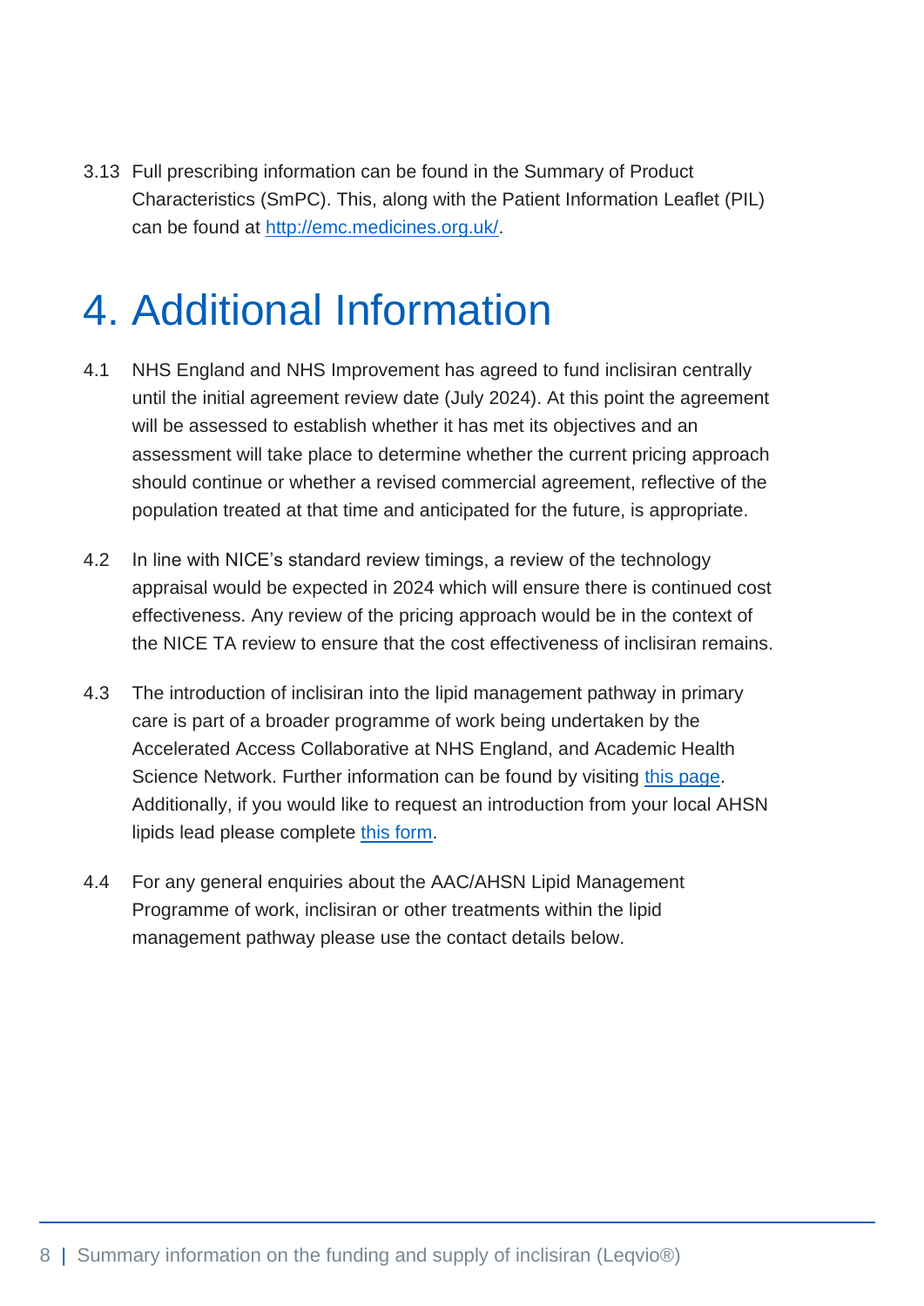3.13 Full prescribing information can be found in the Summary of Product Characteristics (SmPC). This, along with the Patient Information Leaflet (PIL) can be found at [http://emc.medicines.org.uk/](http://emc.medicines.org.uk/).

# 4. Additional Information

4.1 NHS England and NHS Improvement has agreed to fund inclisiran centrally until the initial agreement review date (July 2024). At this point the agreement will be assessed to establish whether it has met its objectives and an assessment will take place to determine whether the current pricing approach should continue or whether a revised commercial agreement, reflective of the population treated at that time and anticipated for the future, is appropriate.

4.2 In line with NICE's standard review timings, a review of the technology appraisal would be expected in 2024 which will ensure there is continued cost effectiveness. Any review of the pricing approach would be in the context of the NICE TA review to ensure that the cost effectiveness of inclisiran remains.

4.3 The introduction of inclisiran into the lipid management pathway in primary care is part of a broader programme of work being undertaken by the Accelerated Access Collaborative at NHS England, and Academic Health Science Network. Further information can be found by visiting this page. Additionally, if you would like to request an introduction from your local AHSN lipids lead please complete this form.

4.4 For any general enquiries about the AAC/AHSN Lipid Management Programme of work, inclisiran or other treatments within the lipid management pathway please use the contact details below.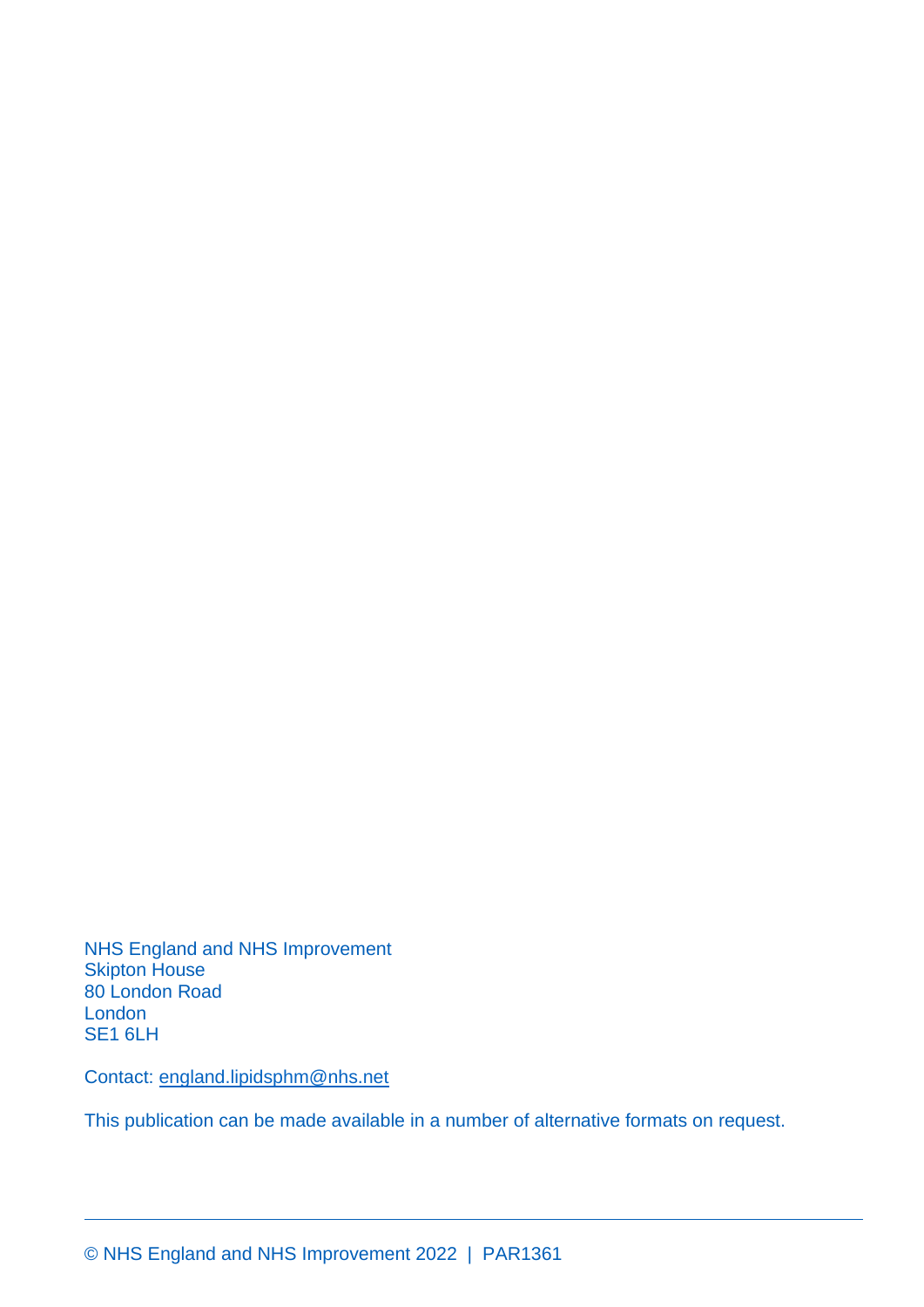NHS England and NHS Improvement
Skipton House
80 London Road
London
SE1 6LH

Contact: england.lipidsphm@nhs.net

This publication can be made available in a number of alternative formats on request.

© NHS England and NHS Improvement 2022 | PAR1361